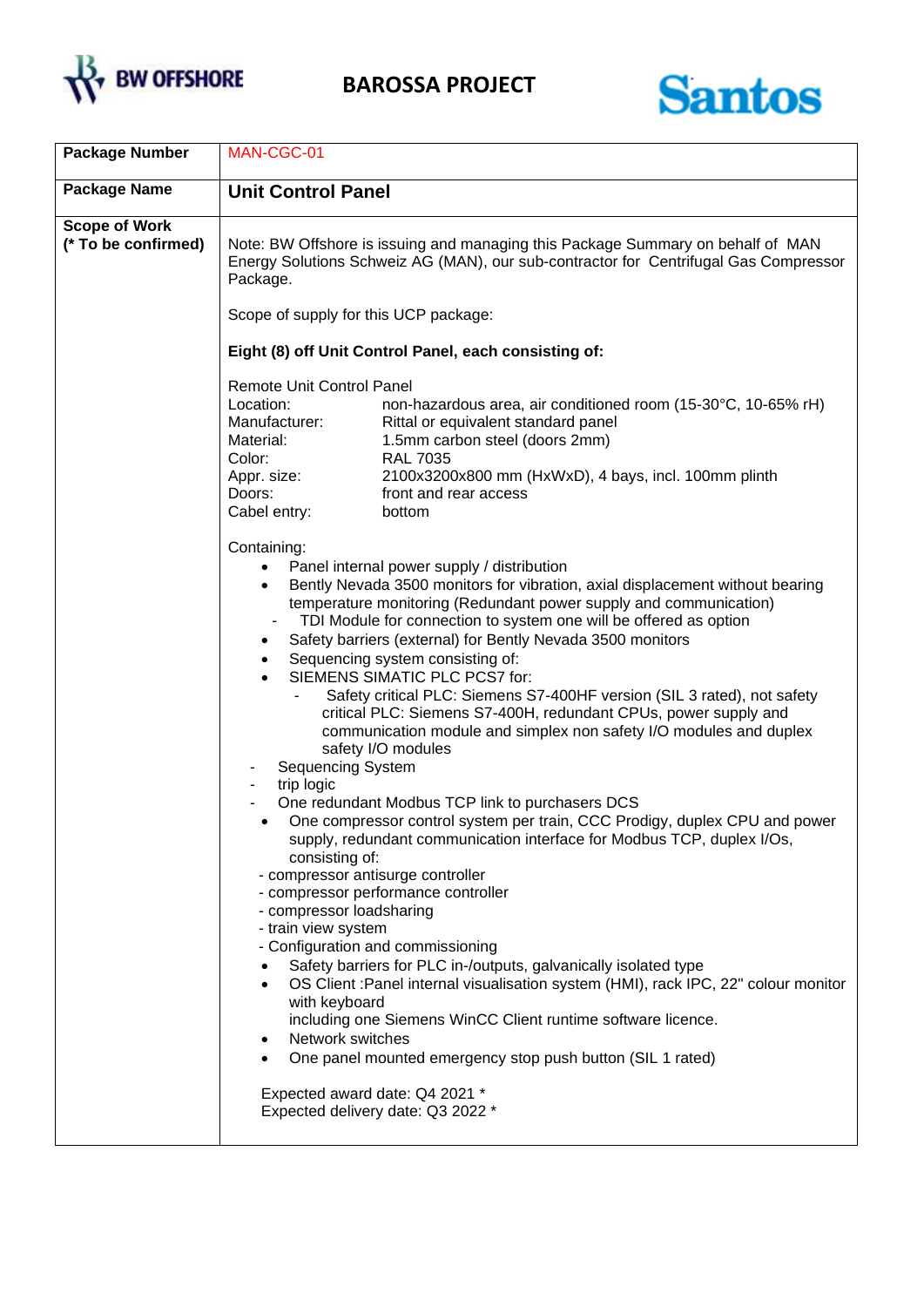BW OFFSHORE

# BAROSSA PROJECT

Santos

| Package Number | MAN-CGC-01 |
|---|---|
| Package Name | **Unit Control Panel** |
| **Scope of Work (* To be confirmed)** | Note: BW Offshore is issuing and managing this Package Summary on behalf of MAN Energy Solutions Schweiz AG (MAN), our sub-contractor for Centrifugal Gas Compressor Package.<br><br>Scope of supply for this UCP package:<br><br>**Eight (8) off Unit Control Panel, each consisting of:**<br><br>Remote Unit Control Panel<br>Location: non-hazardous area, air conditioned room (15-30°C, 10-65% rH)<br>Manufacturer: Rittal or equivalent standard panel<br>Material: 1.5mm carbon steel (doors 2mm)<br>Color: RAL 7035<br>Appr. size: 2100x3200x800 mm (HxWxD), 4 bays, incl. 100mm plinth<br>Doors: front and rear access<br>Cabel entry: bottom<br><br>Containing:<br>• Panel internal power supply / distribution<br>• Bently Nevada 3500 monitors for vibration, axial displacement without bearing temperature monitoring (Redundant power supply and communication)<br>- TDI Module for connection to system one will be offered as option<br>• Safety barriers (external) for Bently Nevada 3500 monitors<br>• Sequencing system consisting of:<br>• SIEMENS SIMATIC PLC PCS7 for:<br>- Safety critical PLC: Siemens S7-400HF version (SIL 3 rated), not safety critical PLC: Siemens S7-400H, redundant CPUs, power supply and communication module and simplex non safety I/O modules and duplex safety I/O modules<br>- Sequencing System<br>- trip logic<br>- One redundant Modbus TCP link to purchasers DCS<br>• One compressor control system per train, CCC Prodigy, duplex CPU and power supply, redundant communication interface for Modbus TCP, duplex I/Os, consisting of:<br>- compressor antisurge controller<br>- compressor performance controller<br>- compressor loadsharing<br>- train view system<br>- Configuration and commissioning<br>• Safety barriers for PLC in-/outputs, galvanically isolated type<br>• OS Client :Panel internal visualisation system (HMI), rack IPC, 22" colour monitor with keyboard including one Siemens WinCC Client runtime software licence.<br>• Network switches<br>• One panel mounted emergency stop push button (SIL 1 rated)<br><br>Expected award date: Q4 2021 *<br>Expected delivery date: Q3 2022 * |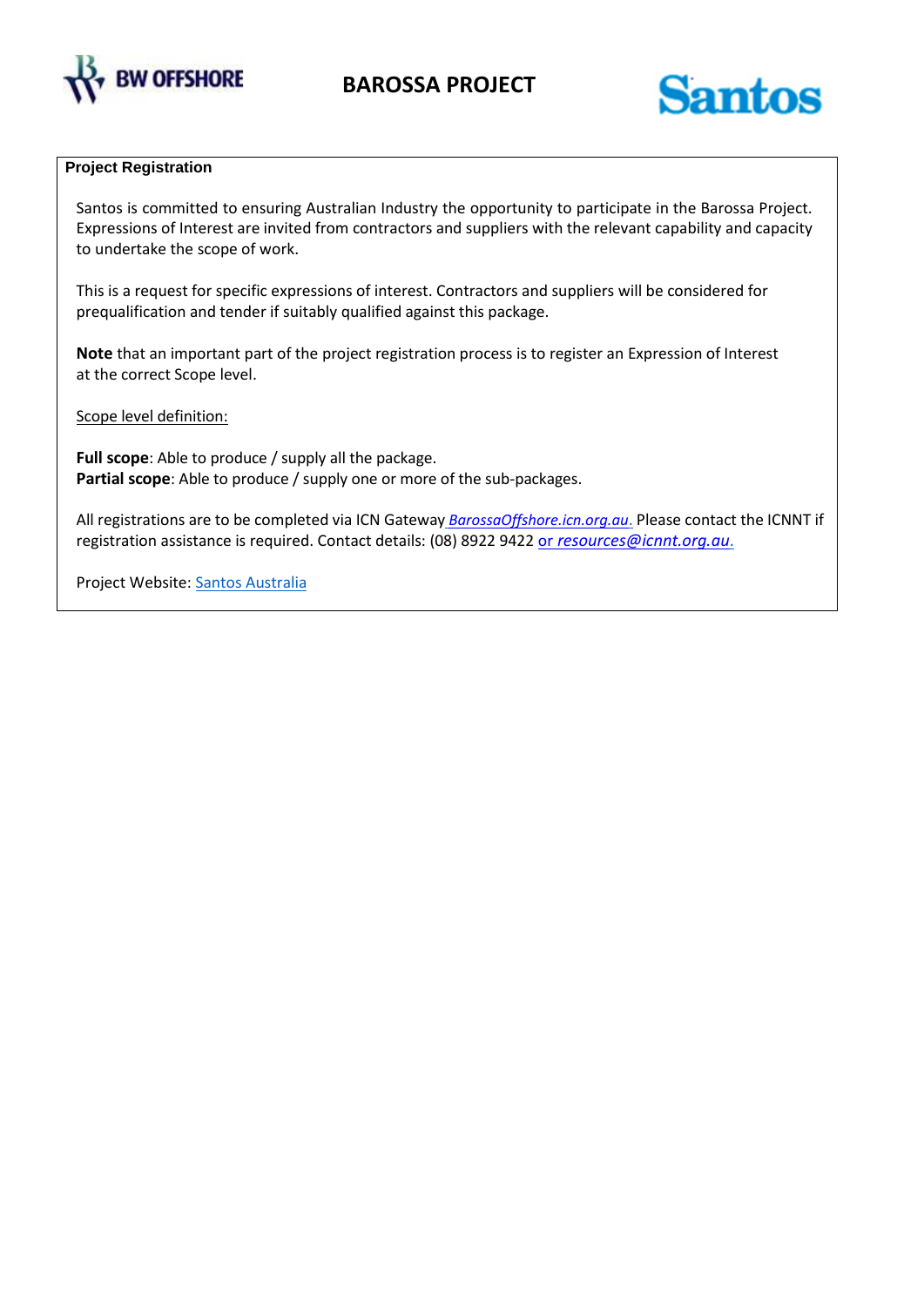# BAROSSA PROJECT

## Project Registration

Santos is committed to ensuring Australian Industry the opportunity to participate in the Barossa Project. Expressions of Interest are invited from contractors and suppliers with the relevant capability and capacity to undertake the scope of work.

This is a request for specific expressions of interest. Contractors and suppliers will be considered for prequalification and tender if suitably qualified against this package.

**Note** that an important part of the project registration process is to register an Expression of Interest at the correct Scope level.

Scope level definition:

**Full scope**: Able to produce / supply all the package.
**Partial scope**: Able to produce / supply one or more of the sub-packages.

All registrations are to be completed via ICN Gateway *BarossaOffshore.icn.org.au*. Please contact the ICNNT if registration assistance is required. Contact details: (08) 8922 9422 or *resources@icnnt.org.au*.

Project Website: Santos Australia